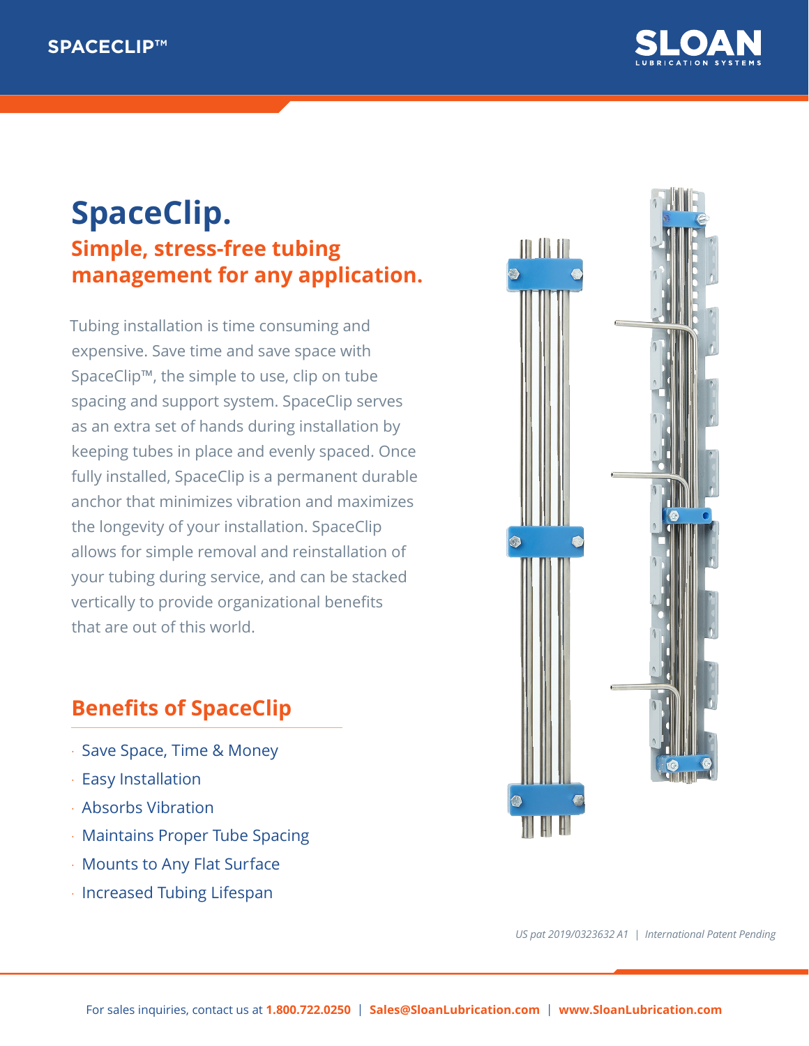# SpaceClip.

## Simple, stress-free tubing management for any application.

Tubing installation is time consuming and expensive. Save time and save space with SpaceClip™, the simple to use, clip on tube spacing and support system. SpaceClip serves as an extra set of hands during installation by keeping tubes in place and evenly spaced. Once fully installed, SpaceClip is a permanent durable anchor that minimizes vibration and maximizes the longevity of your installation. SpaceClip allows for simple removal and reinstallation of your tubing during service, and can be stacked vertically to provide organizational benefits that are out of this world.

## Benefits of SpaceClip

- Save Space, Time & Money
- Easy Installation
- Absorbs Vibration
- Maintains Proper Tube Spacing
- Mounts to Any Flat Surface
- Increased Tubing Lifespan

*US pat 2019/0323632 A1 | International Patent Pending*

For sales inquiries, contact us at **1.800.722.0250** | **Sales@SloanLubrication.com** | **www.SloanLubrication.com**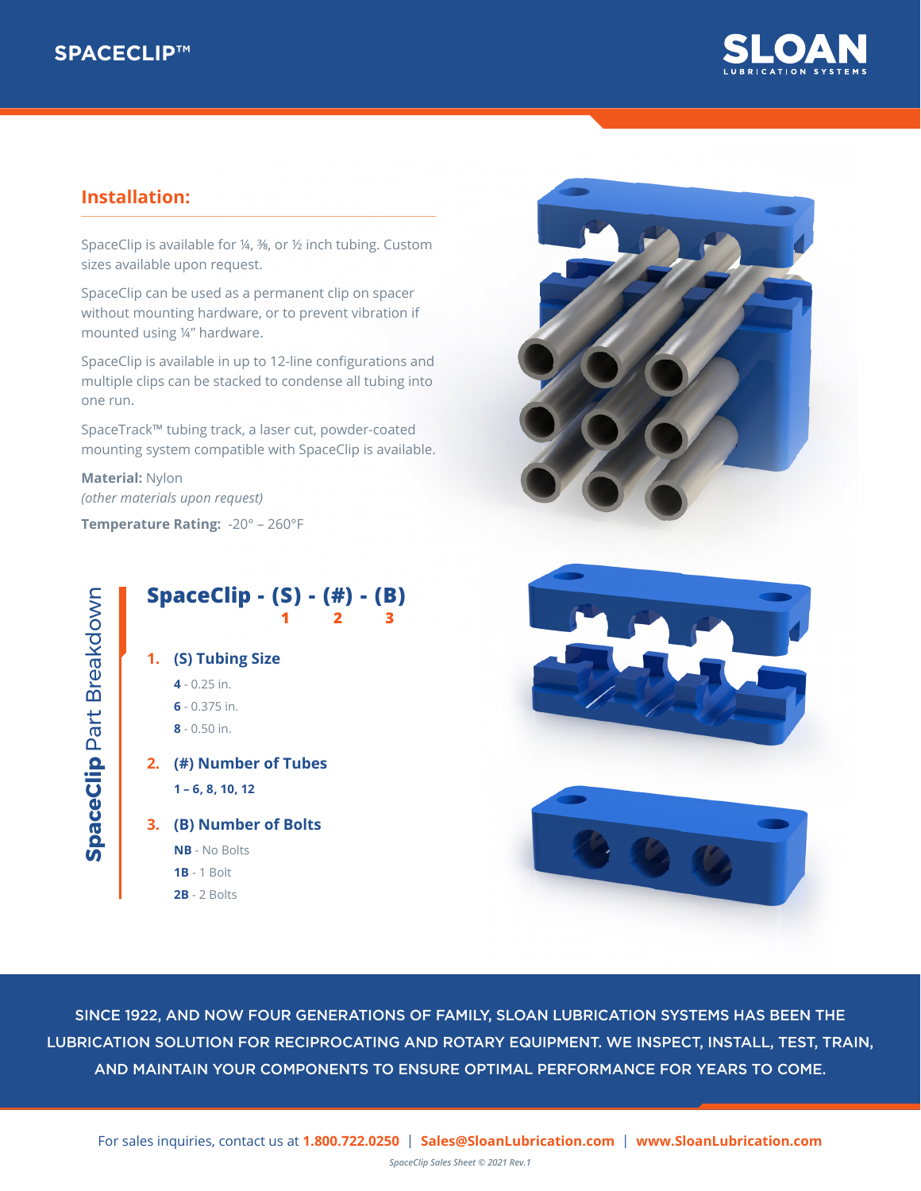**SPACECLIP™**

**SLOAN** LUBRICATION SYSTEMS

## Installation:

SpaceClip is available for ¼, ⅜, or ½ inch tubing. Custom sizes available upon request.

SpaceClip can be used as a permanent clip on spacer without mounting hardware, or to prevent vibration if mounted using ¼" hardware.

SpaceClip is available in up to 12-line configurations and multiple clips can be stacked to condense all tubing into one run.

SpaceTrack™ tubing track, a laser cut, powder-coated mounting system compatible with SpaceClip is available.

**Material:** Nylon
*(other materials upon request)*

**Temperature Rating:** -20° – 260°F

## SpaceClip Part Breakdown

### SpaceClip - (S) - (#) - (B)
1 2 3

1. **(S) Tubing Size**
   - **4** - 0.25 in.
   - **6** - 0.375 in.
   - **8** - 0.50 in.
2. **(#) Number of Tubes**
   - **1 – 6, 8, 10, 12**
3. **(B) Number of Bolts**
   - **NB** - No Bolts
   - **1B** - 1 Bolt
   - **2B** - 2 Bolts

SINCE 1922, AND NOW FOUR GENERATIONS OF FAMILY, SLOAN LUBRICATION SYSTEMS HAS BEEN THE LUBRICATION SOLUTION FOR RECIPROCATING AND ROTARY EQUIPMENT. WE INSPECT, INSTALL, TEST, TRAIN, AND MAINTAIN YOUR COMPONENTS TO ENSURE OPTIMAL PERFORMANCE FOR YEARS TO COME.

For sales inquiries, contact us at **1.800.722.0250** | **Sales@SloanLubrication.com** | **www.SloanLubrication.com**

*SpaceClip Sales Sheet © 2021 Rev.1*